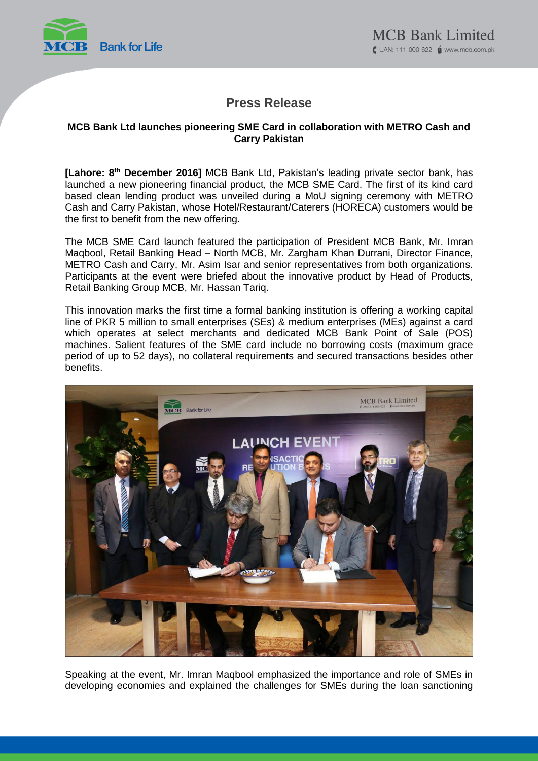# Press Release

**MCB Bank Ltd launches pioneering SME Card in collaboration with METRO Cash and Carry Pakistan**

**[Lahore: 8th December 2016]** MCB Bank Ltd, Pakistan's leading private sector bank, has launched a new pioneering financial product, the MCB SME Card. The first of its kind card based clean lending product was unveiled during a MoU signing ceremony with METRO Cash and Carry Pakistan, whose Hotel/Restaurant/Caterers (HORECA) customers would be the first to benefit from the new offering.

The MCB SME Card launch featured the participation of President MCB Bank, Mr. Imran Maqbool, Retail Banking Head – North MCB, Mr. Zargham Khan Durrani, Director Finance, METRO Cash and Carry, Mr. Asim Isar and senior representatives from both organizations. Participants at the event were briefed about the innovative product by Head of Products, Retail Banking Group MCB, Mr. Hassan Tariq.

This innovation marks the first time a formal banking institution is offering a working capital line of PKR 5 million to small enterprises (SEs) & medium enterprises (MEs) against a card which operates at select merchants and dedicated MCB Bank Point of Sale (POS) machines. Salient features of the SME card include no borrowing costs (maximum grace period of up to 52 days), no collateral requirements and secured transactions besides other benefits.

Speaking at the event, Mr. Imran Maqbool emphasized the importance and role of SMEs in developing economies and explained the challenges for SMEs during the loan sanctioning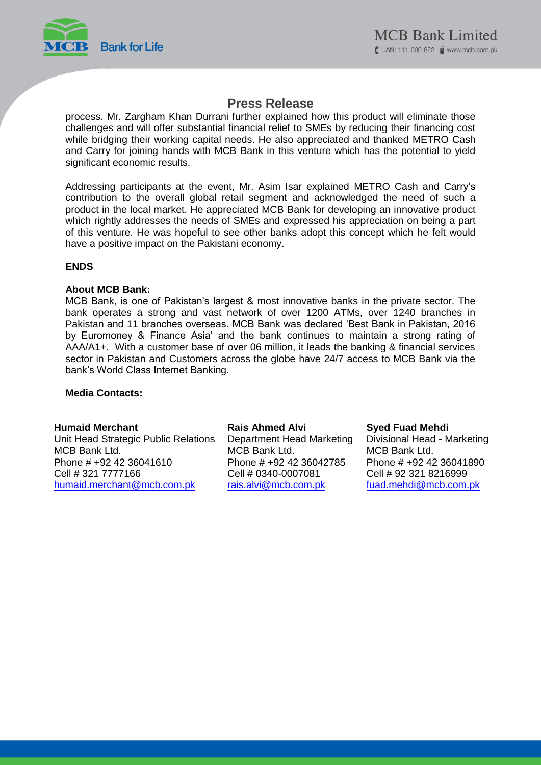# Press Release

process. Mr. Zargham Khan Durrani further explained how this product will eliminate those challenges and will offer substantial financial relief to SMEs by reducing their financing cost while bridging their working capital needs. He also appreciated and thanked METRO Cash and Carry for joining hands with MCB Bank in this venture which has the potential to yield significant economic results.

Addressing participants at the event, Mr. Asim Isar explained METRO Cash and Carry's contribution to the overall global retail segment and acknowledged the need of such a product in the local market. He appreciated MCB Bank for developing an innovative product which rightly addresses the needs of SMEs and expressed his appreciation on being a part of this venture. He was hopeful to see other banks adopt this concept which he felt would have a positive impact on the Pakistani economy.

**ENDS**

**About MCB Bank:**

MCB Bank, is one of Pakistan's largest & most innovative banks in the private sector. The bank operates a strong and vast network of over 1200 ATMs, over 1240 branches in Pakistan and 11 branches overseas. MCB Bank was declared 'Best Bank in Pakistan, 2016 by Euromoney & Finance Asia' and the bank continues to maintain a strong rating of AAA/A1+. With a customer base of over 06 million, it leads the banking & financial services sector in Pakistan and Customers across the globe have 24/7 access to MCB Bank via the bank's World Class Internet Banking.

**Media Contacts:**

**Humaid Merchant**
Unit Head Strategic Public Relations
MCB Bank Ltd.
Phone # +92 42 36041610
Cell # 321 7777166
humaid.merchant@mcb.com.pk

**Rais Ahmed Alvi**
Department Head Marketing
MCB Bank Ltd.
Phone # +92 42 36042785
Cell # 0340-0007081
rais.alvi@mcb.com.pk

**Syed Fuad Mehdi**
Divisional Head - Marketing
MCB Bank Ltd.
Phone # +92 42 36041890
Cell # 92 321 8216999
fuad.mehdi@mcb.com.pk